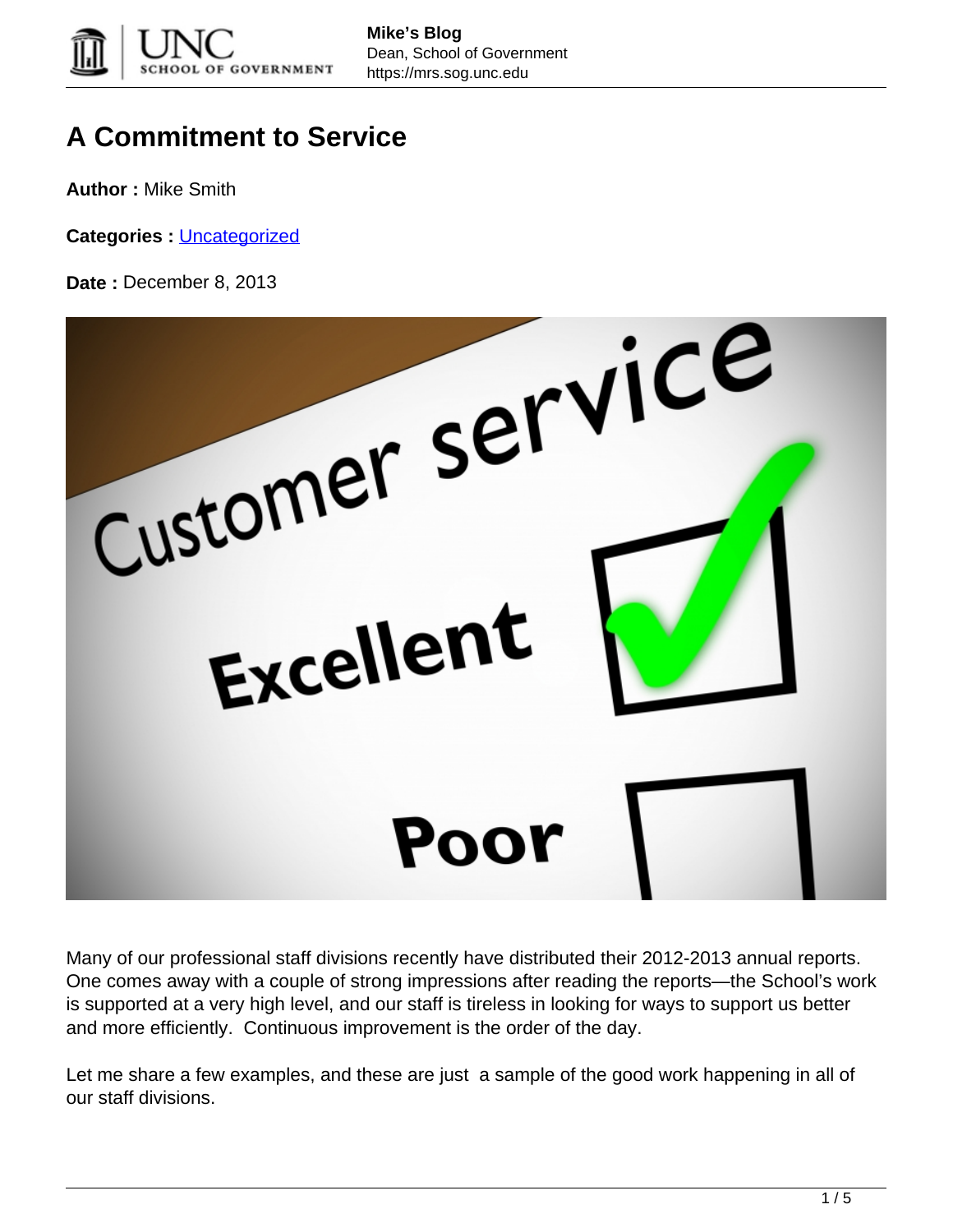# A Commitment to Service

**Author :** Mike Smith

**Categories :** Uncategorized

**Date :** December 8, 2013

Many of our professional staff divisions recently have distributed their 2012-2013 annual reports. One comes away with a couple of strong impressions after reading the reports—the School's work is supported at a very high level, and our staff is tireless in looking for ways to support us better and more efficiently. Continuous improvement is the order of the day.

Let me share a few examples, and these are just a sample of the good work happening in all of our staff divisions.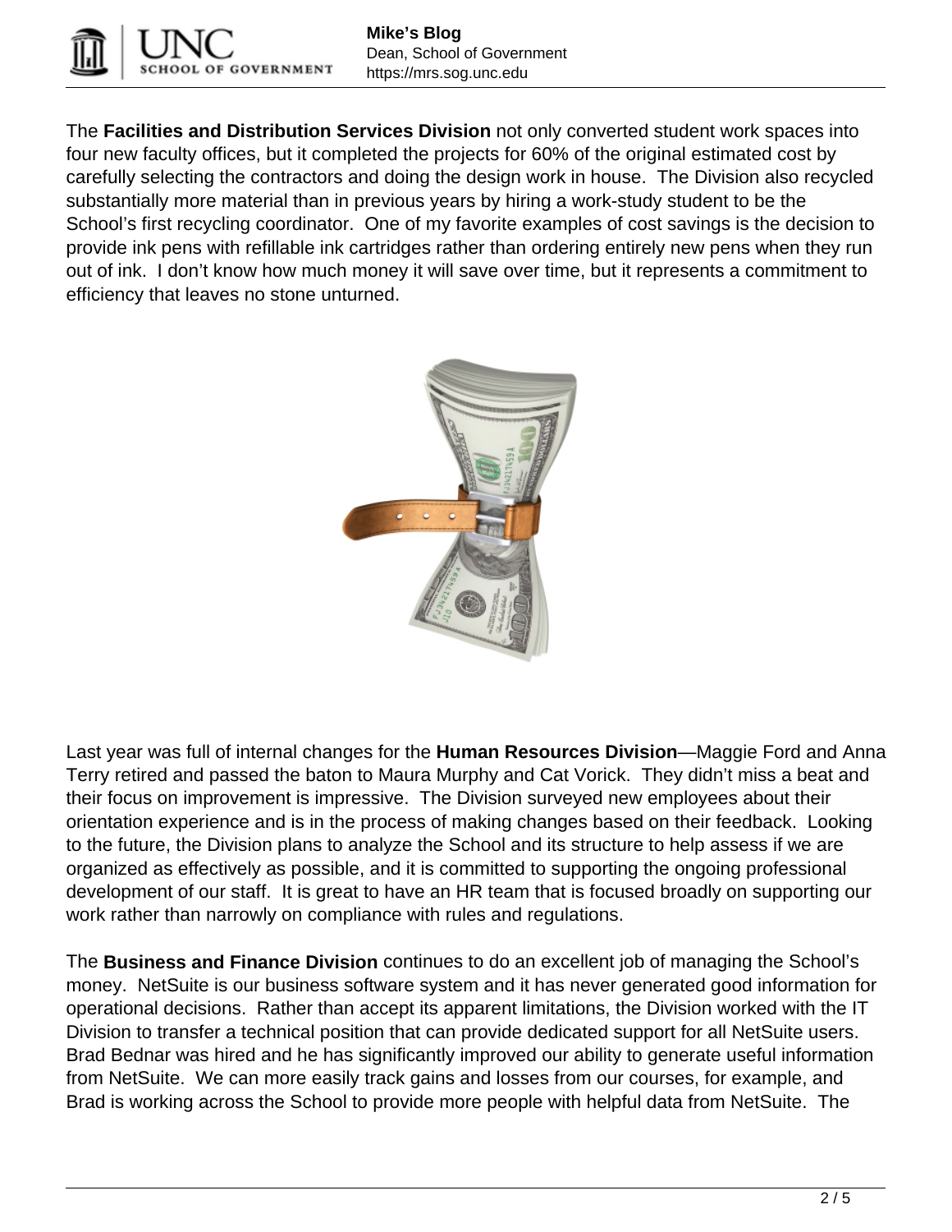The **Facilities and Distribution Services Division** not only converted student work spaces into four new faculty offices, but it completed the projects for 60% of the original estimated cost by carefully selecting the contractors and doing the design work in house. The Division also recycled substantially more material than in previous years by hiring a work-study student to be the School's first recycling coordinator. One of my favorite examples of cost savings is the decision to provide ink pens with refillable ink cartridges rather than ordering entirely new pens when they run out of ink. I don't know how much money it will save over time, but it represents a commitment to efficiency that leaves no stone unturned.

Last year was full of internal changes for the **Human Resources Division**—Maggie Ford and Anna Terry retired and passed the baton to Maura Murphy and Cat Vorick. They didn't miss a beat and their focus on improvement is impressive. The Division surveyed new employees about their orientation experience and is in the process of making changes based on their feedback. Looking to the future, the Division plans to analyze the School and its structure to help assess if we are organized as effectively as possible, and it is committed to supporting the ongoing professional development of our staff. It is great to have an HR team that is focused broadly on supporting our work rather than narrowly on compliance with rules and regulations.

The **Business and Finance Division** continues to do an excellent job of managing the School's money. NetSuite is our business software system and it has never generated good information for operational decisions. Rather than accept its apparent limitations, the Division worked with the IT Division to transfer a technical position that can provide dedicated support for all NetSuite users. Brad Bednar was hired and he has significantly improved our ability to generate useful information from NetSuite. We can more easily track gains and losses from our courses, for example, and Brad is working across the School to provide more people with helpful data from NetSuite. The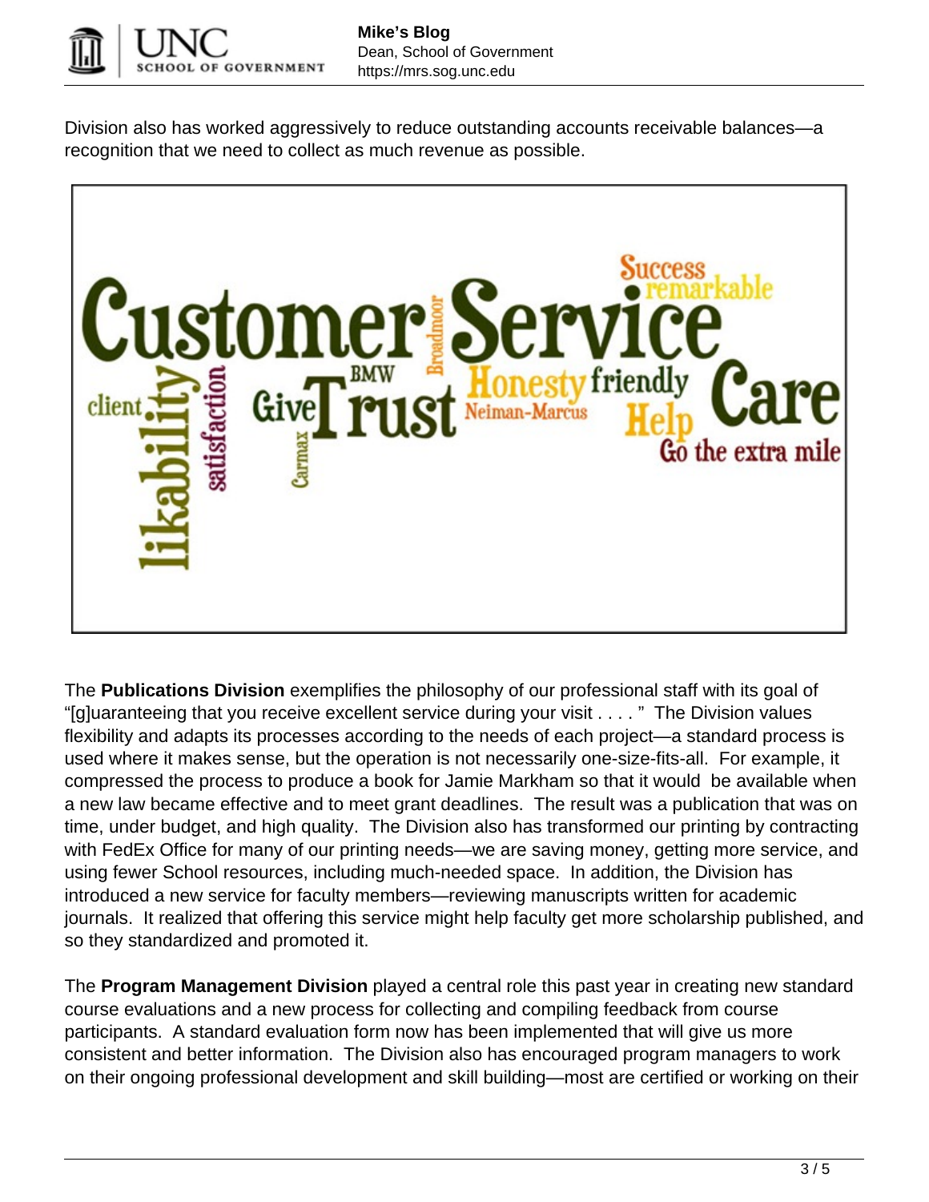Division also has worked aggressively to reduce outstanding accounts receivable balances—a recognition that we need to collect as much revenue as possible.

The **Publications Division** exemplifies the philosophy of our professional staff with its goal of "[g]uaranteeing that you receive excellent service during your visit . . . . " The Division values flexibility and adapts its processes according to the needs of each project—a standard process is used where it makes sense, but the operation is not necessarily one-size-fits-all. For example, it compressed the process to produce a book for Jamie Markham so that it would be available when a new law became effective and to meet grant deadlines. The result was a publication that was on time, under budget, and high quality. The Division also has transformed our printing by contracting with FedEx Office for many of our printing needs—we are saving money, getting more service, and using fewer School resources, including much-needed space. In addition, the Division has introduced a new service for faculty members—reviewing manuscripts written for academic journals. It realized that offering this service might help faculty get more scholarship published, and so they standardized and promoted it.

The **Program Management Division** played a central role this past year in creating new standard course evaluations and a new process for collecting and compiling feedback from course participants. A standard evaluation form now has been implemented that will give us more consistent and better information. The Division also has encouraged program managers to work on their ongoing professional development and skill building—most are certified or working on their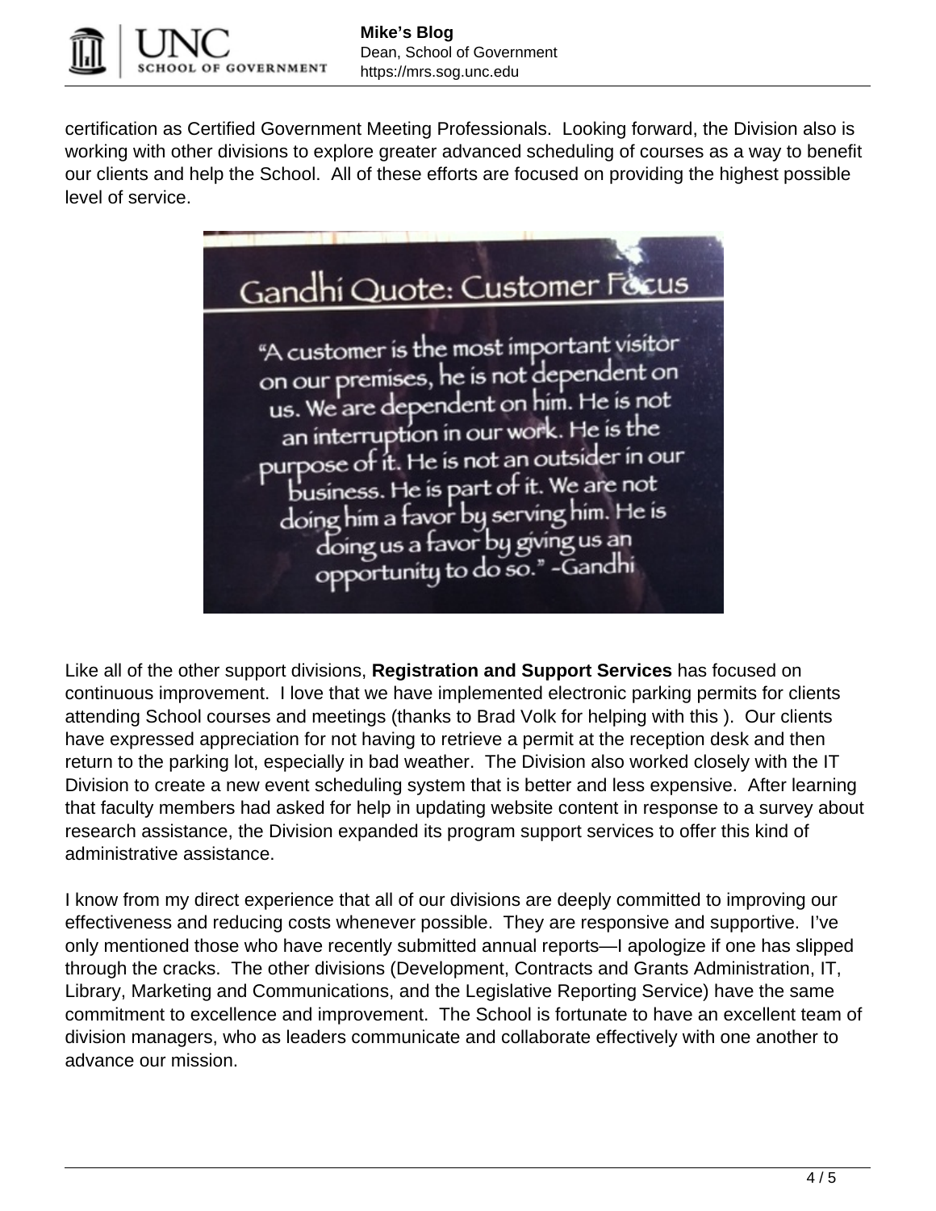certification as Certified Government Meeting Professionals. Looking forward, the Division also is working with other divisions to explore greater advanced scheduling of courses as a way to benefit our clients and help the School. All of these efforts are focused on providing the highest possible level of service.

Gandhi Quote: Customer Focus

"A customer is the most important visitor on our premises, he is not dependent on us. We are dependent on him. He is not an interruption in our work. He is the purpose of it. He is not an outsider in our business. He is part of it. We are not doing him a favor by serving him. He is doing us a favor by giving us an opportunity to do so." -Gandhi

Like all of the other support divisions, **Registration and Support Services** has focused on continuous improvement. I love that we have implemented electronic parking permits for clients attending School courses and meetings (thanks to Brad Volk for helping with this ). Our clients have expressed appreciation for not having to retrieve a permit at the reception desk and then return to the parking lot, especially in bad weather. The Division also worked closely with the IT Division to create a new event scheduling system that is better and less expensive. After learning that faculty members had asked for help in updating website content in response to a survey about research assistance, the Division expanded its program support services to offer this kind of administrative assistance.

I know from my direct experience that all of our divisions are deeply committed to improving our effectiveness and reducing costs whenever possible. They are responsive and supportive. I've only mentioned those who have recently submitted annual reports—I apologize if one has slipped through the cracks. The other divisions (Development, Contracts and Grants Administration, IT, Library, Marketing and Communications, and the Legislative Reporting Service) have the same commitment to excellence and improvement. The School is fortunate to have an excellent team of division managers, who as leaders communicate and collaborate effectively with one another to advance our mission.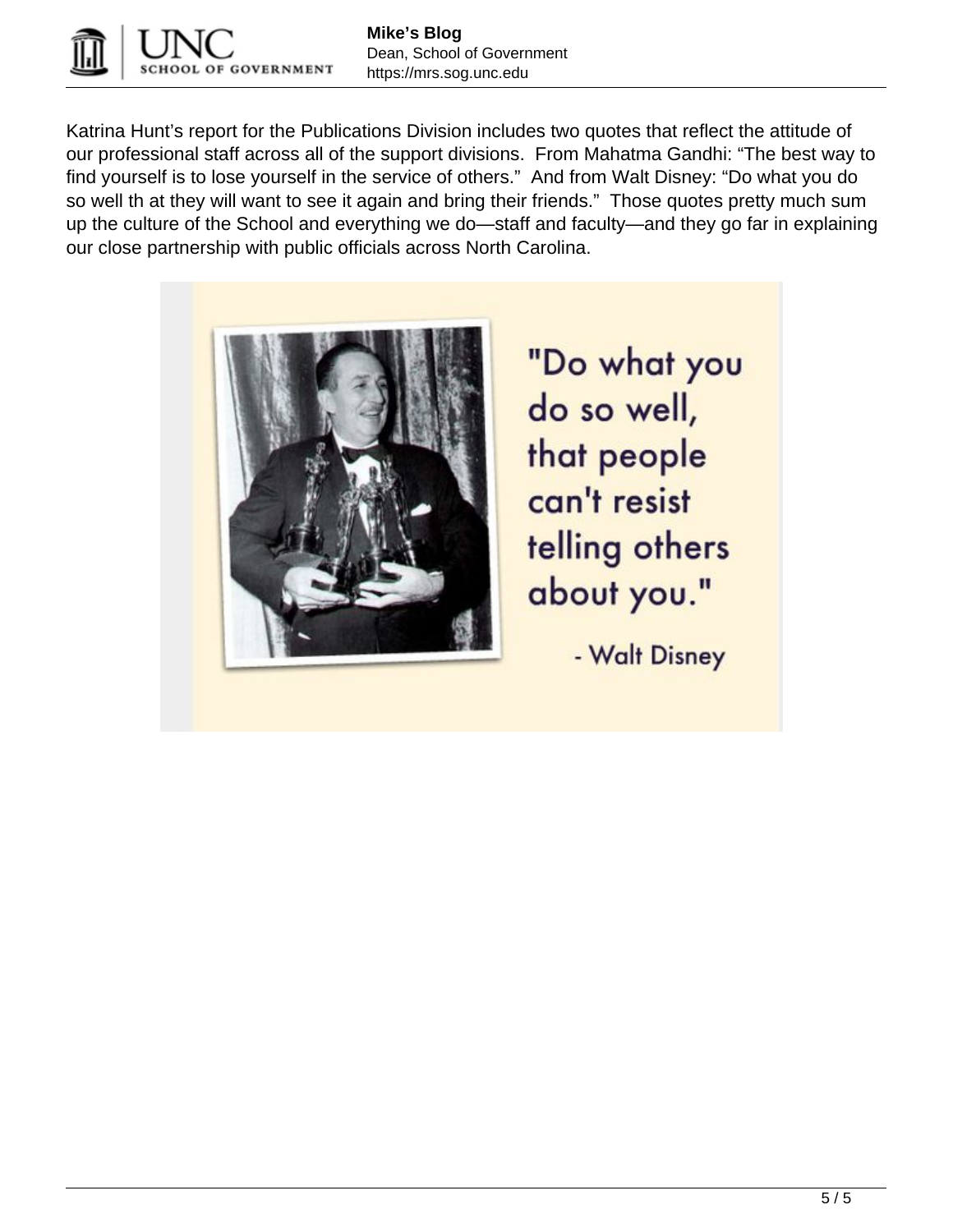Katrina Hunt's report for the Publications Division includes two quotes that reflect the attitude of our professional staff across all of the support divisions. From Mahatma Gandhi: "The best way to find yourself is to lose yourself in the service of others." And from Walt Disney: "Do what you do so well th at they will want to see it again and bring their friends." Those quotes pretty much sum up the culture of the School and everything we do—staff and faculty—and they go far in explaining our close partnership with public officials across North Carolina.